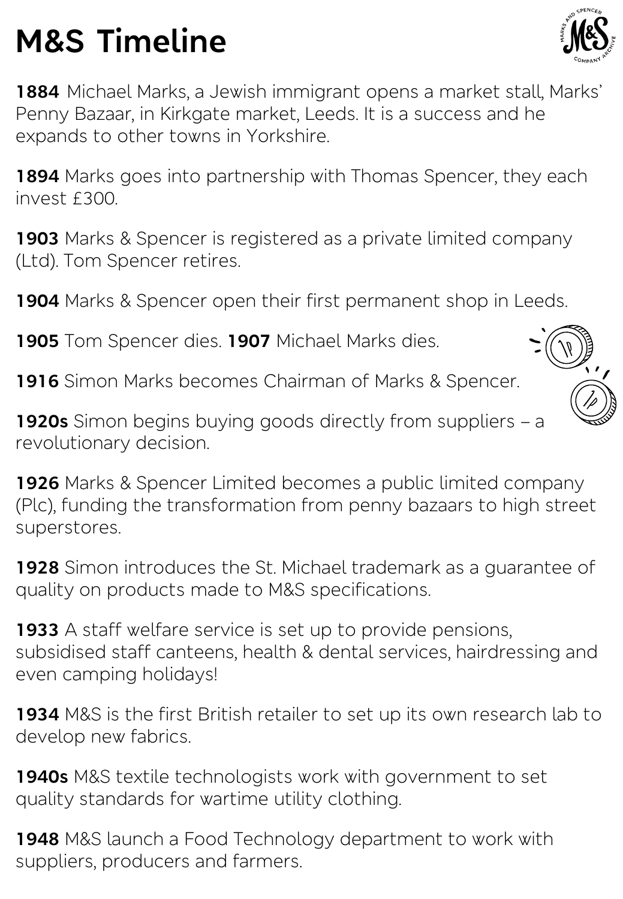# M&S Timeline

**1884** Michael Marks, a Jewish immigrant opens a market stall, Marks' Penny Bazaar, in Kirkgate market, Leeds. It is a success and he expands to other towns in Yorkshire.

**1894** Marks goes into partnership with Thomas Spencer, they each invest £300.

**1903** Marks & Spencer is registered as a private limited company (Ltd). Tom Spencer retires.

**1904** Marks & Spencer open their first permanent shop in Leeds.

**1905** Tom Spencer dies. **1907** Michael Marks dies.

**1916** Simon Marks becomes Chairman of Marks & Spencer.

**1920s** Simon begins buying goods directly from suppliers – a revolutionary decision.

**1926** Marks & Spencer Limited becomes a public limited company (Plc), funding the transformation from penny bazaars to high street superstores.

**1928** Simon introduces the St. Michael trademark as a guarantee of quality on products made to M&S specifications.

**1933** A staff welfare service is set up to provide pensions, subsidised staff canteens, health & dental services, hairdressing and even camping holidays!

**1934** M&S is the first British retailer to set up its own research lab to develop new fabrics.

**1940s** M&S textile technologists work with government to set quality standards for wartime utility clothing.

**1948** M&S launch a Food Technology department to work with suppliers, producers and farmers.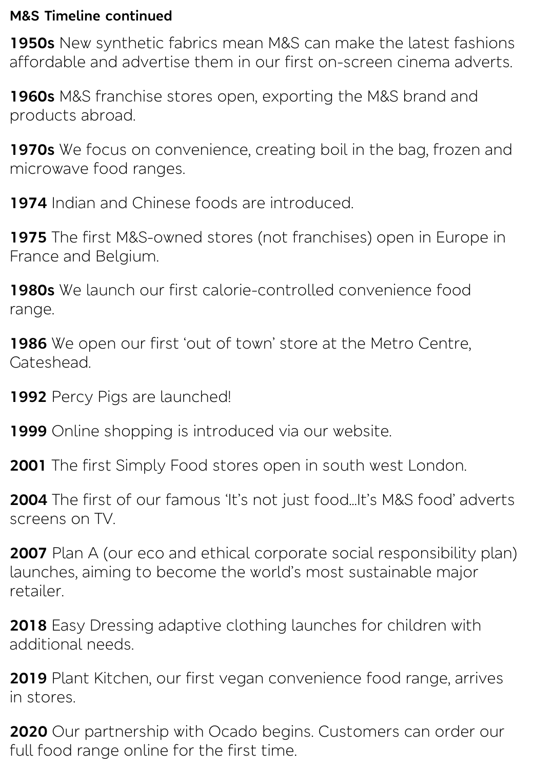**M&S Timeline continued**

**1950s** New synthetic fabrics mean M&S can make the latest fashions affordable and advertise them in our first on-screen cinema adverts.

**1960s** M&S franchise stores open, exporting the M&S brand and products abroad.

**1970s** We focus on convenience, creating boil in the bag, frozen and microwave food ranges.

**1974** Indian and Chinese foods are introduced.

**1975** The first M&S-owned stores (not franchises) open in Europe in France and Belgium.

**1980s** We launch our first calorie-controlled convenience food range.

**1986** We open our first 'out of town' store at the Metro Centre, Gateshead.

**1992** Percy Pigs are launched!

**1999** Online shopping is introduced via our website.

**2001** The first Simply Food stores open in south west London.

**2004** The first of our famous 'It's not just food…It's M&S food' adverts screens on TV.

**2007** Plan A (our eco and ethical corporate social responsibility plan) launches, aiming to become the world's most sustainable major retailer.

**2018** Easy Dressing adaptive clothing launches for children with additional needs.

**2019** Plant Kitchen, our first vegan convenience food range, arrives in stores.

**2020** Our partnership with Ocado begins. Customers can order our full food range online for the first time.